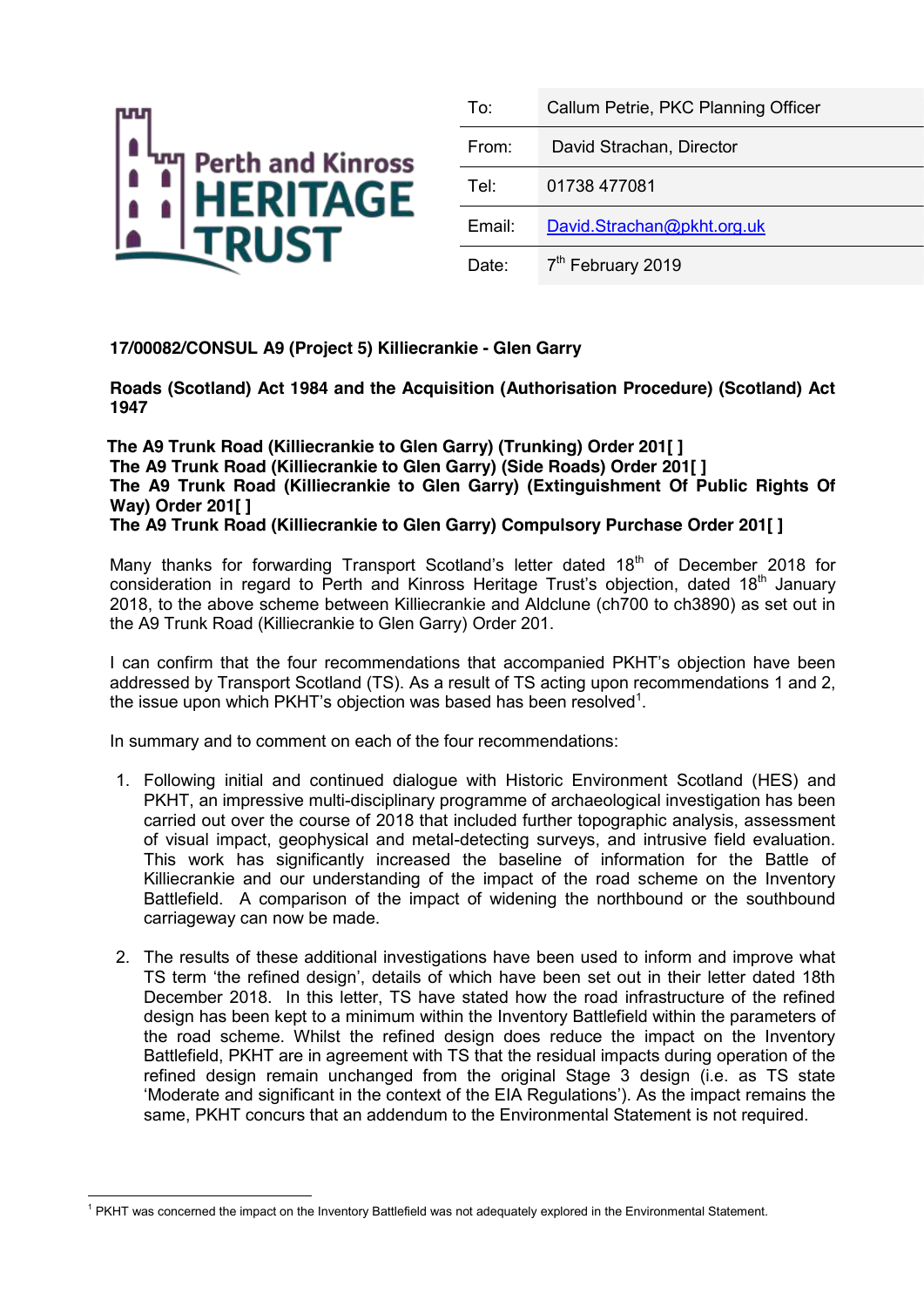Perth and Kinross HERITAGE TRUST

| | |
|---|---|
| To: | Callum Petrie, PKC Planning Officer |
| From: | David Strachan, Director |
| Tel: | 01738 477081 |
| Email: | David.Strachan@pkht.org.uk |
| Date: | 7th February 2019 |

**17/00082/CONSUL A9 (Project 5) Killiecrankie - Glen Garry**

**Roads (Scotland) Act 1984 and the Acquisition (Authorisation Procedure) (Scotland) Act 1947**

**The A9 Trunk Road (Killiecrankie to Glen Garry) (Trunking) Order 201[ ]**
**The A9 Trunk Road (Killiecrankie to Glen Garry) (Side Roads) Order 201[ ]**
**The A9 Trunk Road (Killiecrankie to Glen Garry) (Extinguishment Of Public Rights Of Way) Order 201[ ]**
**The A9 Trunk Road (Killiecrankie to Glen Garry) Compulsory Purchase Order 201[ ]**

Many thanks for forwarding Transport Scotland's letter dated 18th of December 2018 for consideration in regard to Perth and Kinross Heritage Trust's objection, dated 18th January 2018, to the above scheme between Killiecrankie and Aldclune (ch700 to ch3890) as set out in the A9 Trunk Road (Killiecrankie to Glen Garry) Order 201.

I can confirm that the four recommendations that accompanied PKHT's objection have been addressed by Transport Scotland (TS). As a result of TS acting upon recommendations 1 and 2, the issue upon which PKHT's objection was based has been resolved[1].

In summary and to comment on each of the four recommendations:

1. Following initial and continued dialogue with Historic Environment Scotland (HES) and PKHT, an impressive multi-disciplinary programme of archaeological investigation has been carried out over the course of 2018 that included further topographic analysis, assessment of visual impact, geophysical and metal-detecting surveys, and intrusive field evaluation. This work has significantly increased the baseline of information for the Battle of Killiecrankie and our understanding of the impact of the road scheme on the Inventory Battlefield. A comparison of the impact of widening the northbound or the southbound carriageway can now be made.

2. The results of these additional investigations have been used to inform and improve what TS term 'the refined design', details of which have been set out in their letter dated 18th December 2018. In this letter, TS have stated how the road infrastructure of the refined design has been kept to a minimum within the Inventory Battlefield within the parameters of the road scheme. Whilst the refined design does reduce the impact on the Inventory Battlefield, PKHT are in agreement with TS that the residual impacts during operation of the refined design remain unchanged from the original Stage 3 design (i.e. as TS state 'Moderate and significant in the context of the EIA Regulations'). As the impact remains the same, PKHT concurs that an addendum to the Environmental Statement is not required.

[1] PKHT was concerned the impact on the Inventory Battlefield was not adequately explored in the Environmental Statement.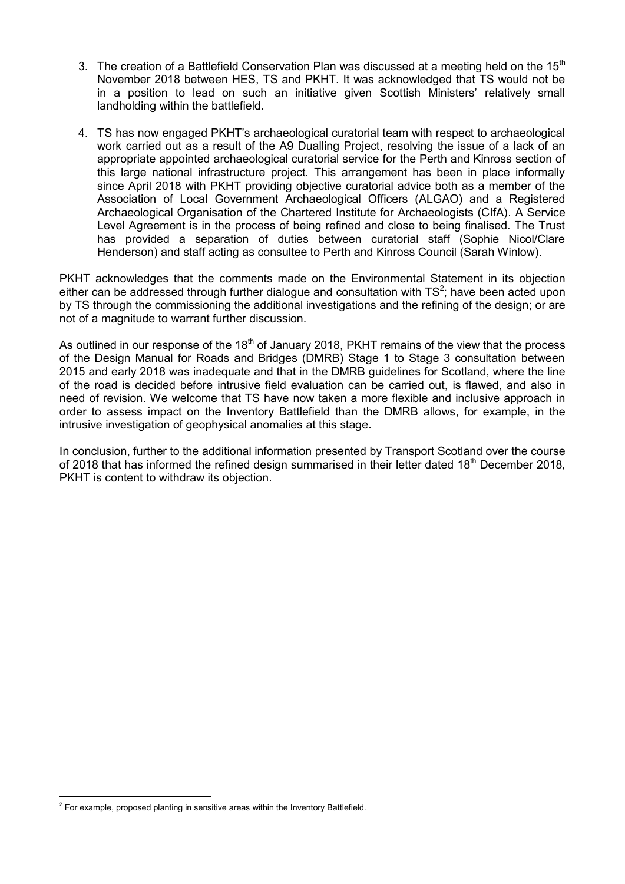3. The creation of a Battlefield Conservation Plan was discussed at a meeting held on the 15th November 2018 between HES, TS and PKHT. It was acknowledged that TS would not be in a position to lead on such an initiative given Scottish Ministers' relatively small landholding within the battlefield.

4. TS has now engaged PKHT's archaeological curatorial team with respect to archaeological work carried out as a result of the A9 Dualling Project, resolving the issue of a lack of an appropriate appointed archaeological curatorial service for the Perth and Kinross section of this large national infrastructure project. This arrangement has been in place informally since April 2018 with PKHT providing objective curatorial advice both as a member of the Association of Local Government Archaeological Officers (ALGAO) and a Registered Archaeological Organisation of the Chartered Institute for Archaeologists (CIfA). A Service Level Agreement is in the process of being refined and close to being finalised. The Trust has provided a separation of duties between curatorial staff (Sophie Nicol/Clare Henderson) and staff acting as consultee to Perth and Kinross Council (Sarah Winlow).

PKHT acknowledges that the comments made on the Environmental Statement in its objection either can be addressed through further dialogue and consultation with TS[2]; have been acted upon by TS through the commissioning the additional investigations and the refining of the design; or are not of a magnitude to warrant further discussion.

As outlined in our response of the 18th of January 2018, PKHT remains of the view that the process of the Design Manual for Roads and Bridges (DMRB) Stage 1 to Stage 3 consultation between 2015 and early 2018 was inadequate and that in the DMRB guidelines for Scotland, where the line of the road is decided before intrusive field evaluation can be carried out, is flawed, and also in need of revision. We welcome that TS have now taken a more flexible and inclusive approach in order to assess impact on the Inventory Battlefield than the DMRB allows, for example, in the intrusive investigation of geophysical anomalies at this stage.

In conclusion, further to the additional information presented by Transport Scotland over the course of 2018 that has informed the refined design summarised in their letter dated 18th December 2018, PKHT is content to withdraw its objection.

[2] For example, proposed planting in sensitive areas within the Inventory Battlefield.